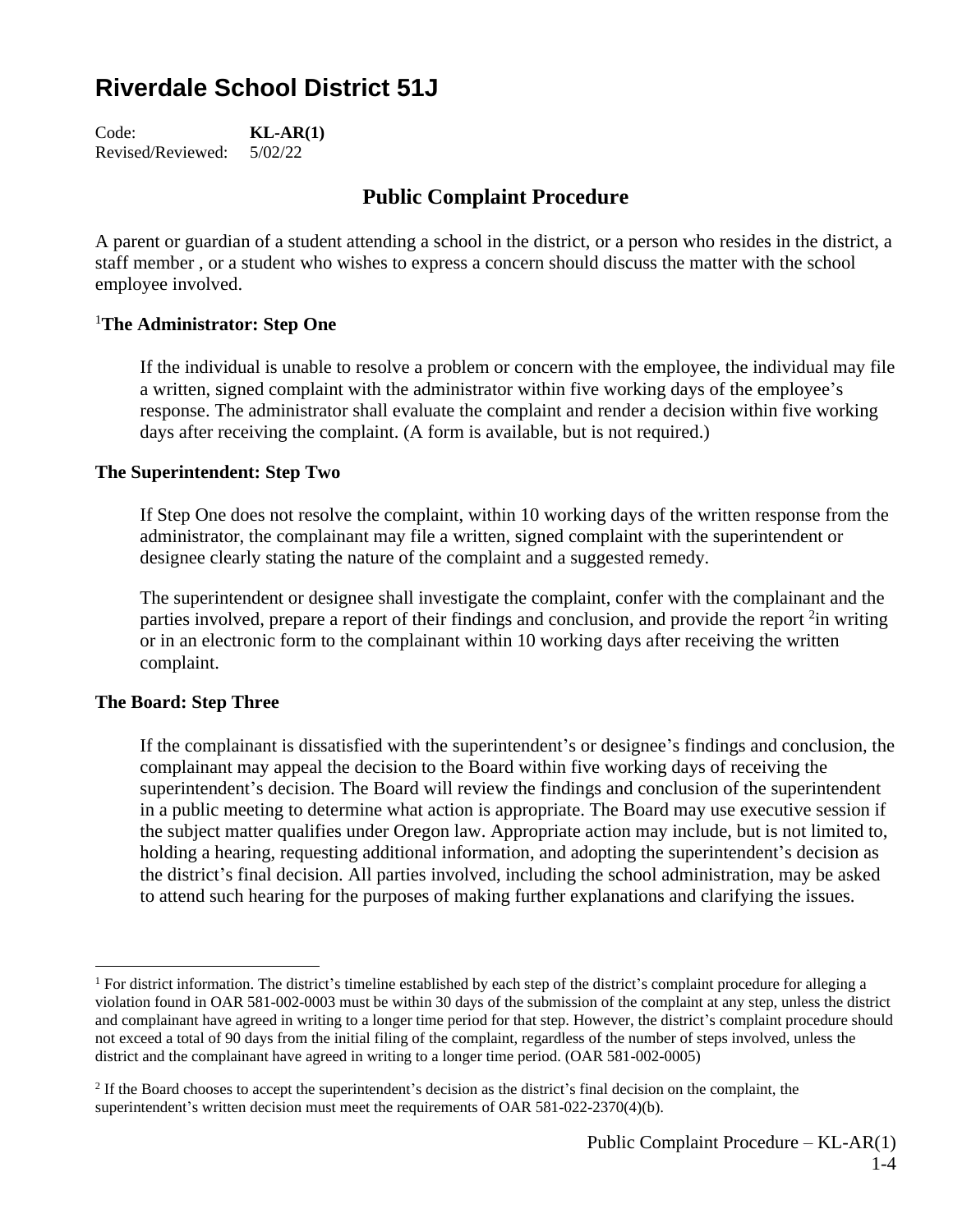# Riverdale School District 51J

Code: **KL-AR(1)**
Revised/Reviewed: 5/02/22

## Public Complaint Procedure

A parent or guardian of a student attending a school in the district, or a person who resides in the district, a staff member , or a student who wishes to express a concern should discuss the matter with the school employee involved.

### [1]The Administrator: Step One

If the individual is unable to resolve a problem or concern with the employee, the individual may file a written, signed complaint with the administrator within five working days of the employee's response. The administrator shall evaluate the complaint and render a decision within five working days after receiving the complaint. (A form is available, but is not required.)

### The Superintendent: Step Two

If Step One does not resolve the complaint, within 10 working days of the written response from the administrator, the complainant may file a written, signed complaint with the superintendent or designee clearly stating the nature of the complaint and a suggested remedy.

The superintendent or designee shall investigate the complaint, confer with the complainant and the parties involved, prepare a report of their findings and conclusion, and provide the report [2]in writing or in an electronic form to the complainant within 10 working days after receiving the written complaint.

### The Board: Step Three

If the complainant is dissatisfied with the superintendent's or designee's findings and conclusion, the complainant may appeal the decision to the Board within five working days of receiving the superintendent's decision. The Board will review the findings and conclusion of the superintendent in a public meeting to determine what action is appropriate. The Board may use executive session if the subject matter qualifies under Oregon law. Appropriate action may include, but is not limited to, holding a hearing, requesting additional information, and adopting the superintendent's decision as the district's final decision. All parties involved, including the school administration, may be asked to attend such hearing for the purposes of making further explanations and clarifying the issues.

---

[1] For district information. The district's timeline established by each step of the district's complaint procedure for alleging a violation found in OAR 581-002-0003 must be within 30 days of the submission of the complaint at any step, unless the district and complainant have agreed in writing to a longer time period for that step. However, the district's complaint procedure should not exceed a total of 90 days from the initial filing of the complaint, regardless of the number of steps involved, unless the district and the complainant have agreed in writing to a longer time period. (OAR 581-002-0005)

[2] If the Board chooses to accept the superintendent's decision as the district's final decision on the complaint, the superintendent's written decision must meet the requirements of OAR 581-022-2370(4)(b).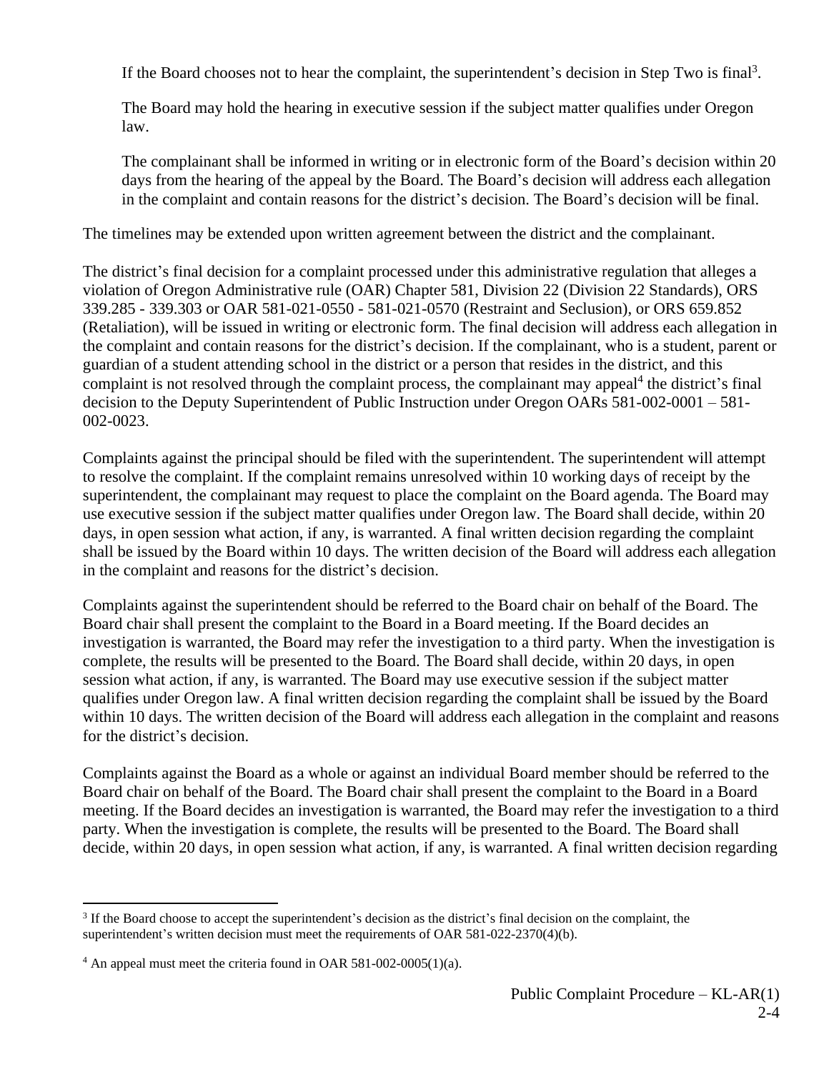If the Board chooses not to hear the complaint, the superintendent's decision in Step Two is final[3].

The Board may hold the hearing in executive session if the subject matter qualifies under Oregon law.

The complainant shall be informed in writing or in electronic form of the Board's decision within 20 days from the hearing of the appeal by the Board. The Board's decision will address each allegation in the complaint and contain reasons for the district's decision. The Board's decision will be final.

The timelines may be extended upon written agreement between the district and the complainant.

The district's final decision for a complaint processed under this administrative regulation that alleges a violation of Oregon Administrative rule (OAR) Chapter 581, Division 22 (Division 22 Standards), ORS 339.285 - 339.303 or OAR 581-021-0550 - 581-021-0570 (Restraint and Seclusion), or ORS 659.852 (Retaliation), will be issued in writing or electronic form. The final decision will address each allegation in the complaint and contain reasons for the district's decision. If the complainant, who is a student, parent or guardian of a student attending school in the district or a person that resides in the district, and this complaint is not resolved through the complaint process, the complainant may appeal[4] the district's final decision to the Deputy Superintendent of Public Instruction under Oregon OARs 581-002-0001 – 581-002-0023.

Complaints against the principal should be filed with the superintendent. The superintendent will attempt to resolve the complaint. If the complaint remains unresolved within 10 working days of receipt by the superintendent, the complainant may request to place the complaint on the Board agenda. The Board may use executive session if the subject matter qualifies under Oregon law. The Board shall decide, within 20 days, in open session what action, if any, is warranted. A final written decision regarding the complaint shall be issued by the Board within 10 days. The written decision of the Board will address each allegation in the complaint and reasons for the district's decision.

Complaints against the superintendent should be referred to the Board chair on behalf of the Board. The Board chair shall present the complaint to the Board in a Board meeting. If the Board decides an investigation is warranted, the Board may refer the investigation to a third party. When the investigation is complete, the results will be presented to the Board. The Board shall decide, within 20 days, in open session what action, if any, is warranted. The Board may use executive session if the subject matter qualifies under Oregon law. A final written decision regarding the complaint shall be issued by the Board within 10 days. The written decision of the Board will address each allegation in the complaint and reasons for the district's decision.

Complaints against the Board as a whole or against an individual Board member should be referred to the Board chair on behalf of the Board. The Board chair shall present the complaint to the Board in a Board meeting. If the Board decides an investigation is warranted, the Board may refer the investigation to a third party. When the investigation is complete, the results will be presented to the Board. The Board shall decide, within 20 days, in open session what action, if any, is warranted. A final written decision regarding

---

[3] If the Board choose to accept the superintendent's decision as the district's final decision on the complaint, the superintendent's written decision must meet the requirements of OAR 581-022-2370(4)(b).

[4] An appeal must meet the criteria found in OAR 581-002-0005(1)(a).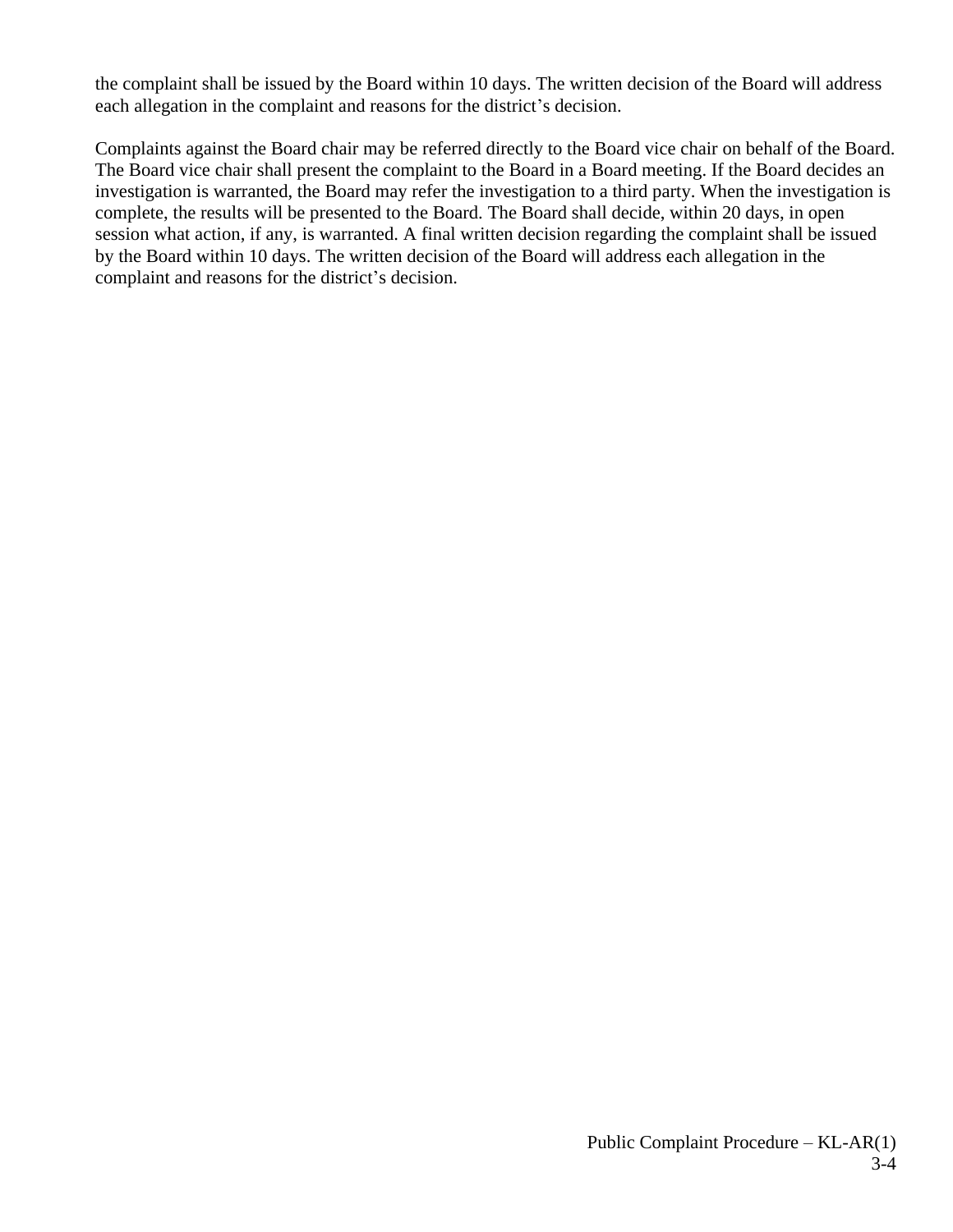the complaint shall be issued by the Board within 10 days. The written decision of the Board will address each allegation in the complaint and reasons for the district's decision.

Complaints against the Board chair may be referred directly to the Board vice chair on behalf of the Board. The Board vice chair shall present the complaint to the Board in a Board meeting. If the Board decides an investigation is warranted, the Board may refer the investigation to a third party. When the investigation is complete, the results will be presented to the Board. The Board shall decide, within 20 days, in open session what action, if any, is warranted. A final written decision regarding the complaint shall be issued by the Board within 10 days. The written decision of the Board will address each allegation in the complaint and reasons for the district's decision.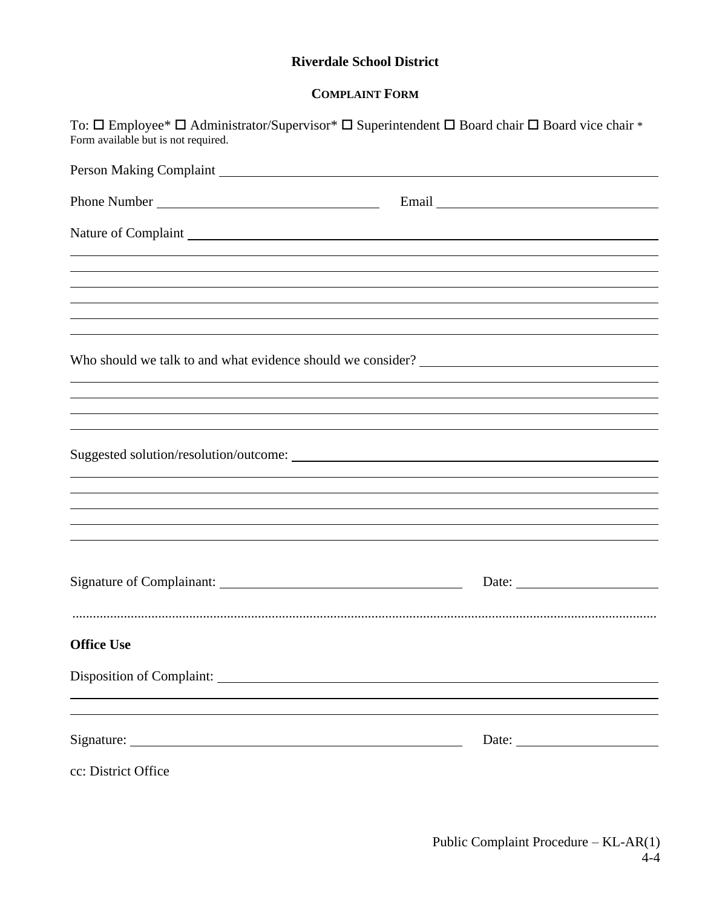**Riverdale School District**

**COMPLAINT FORM**

To: ☐ Employee* ☐ Administrator/Supervisor* ☐ Superintendent ☐ Board chair ☐ Board vice chair *
Form available but is not required.

Person Making Complaint ______________________________________________

Phone Number ______________________ Email ______________________

Nature of Complaint ______________________________________________

______________________________________________

______________________________________________

______________________________________________

______________________________________________

______________________________________________

______________________________________________

Who should we talk to and what evidence should we consider? ______________________

______________________________________________

______________________________________________

______________________________________________

______________________________________________

Suggested solution/resolution/outcome: ______________________________

______________________________________________

______________________________________________

______________________________________________

______________________________________________

______________________________________________

Signature of Complainant: ______________________ Date: ______________

.............................................................................................................................................

**Office Use**

Disposition of Complaint: ______________________________________________

______________________________________________

______________________________________________

Signature: ______________________________ Date: ______________

cc: District Office

Public Complaint Procedure – KL-AR(1)